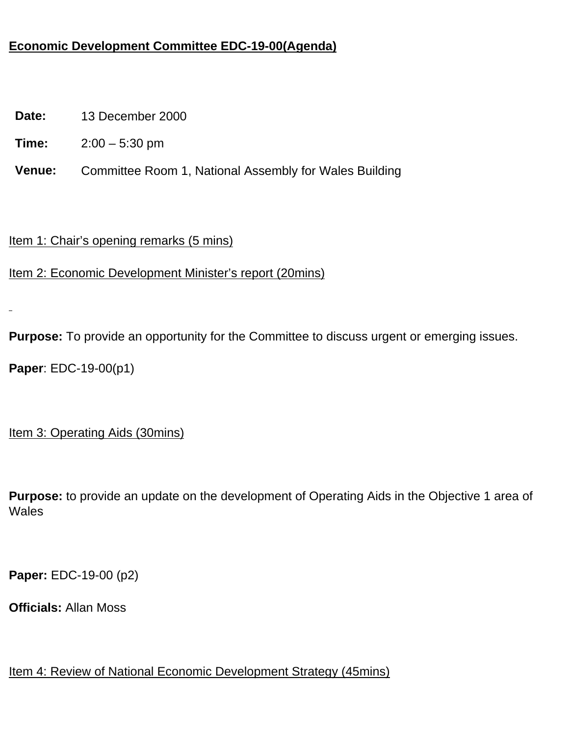**Economic Development Committee EDC-19-00(Agenda)**

| | |
|---|---|
| **Date:** | 13 December 2000 |
| **Time:** | 2:00 – 5:30 pm |
| **Venue:** | Committee Room 1, National Assembly for Wales Building |

Item 1: Chair's opening remarks (5 mins)

Item 2: Economic Development Minister's report (20mins)

**Purpose:** To provide an opportunity for the Committee to discuss urgent or emerging issues.

**Paper**: EDC-19-00(p1)

Item 3: Operating Aids (30mins)

**Purpose:** to provide an update on the development of Operating Aids in the Objective 1 area of Wales

**Paper:** EDC-19-00 (p2)

**Officials:** Allan Moss

Item 4: Review of National Economic Development Strategy (45mins)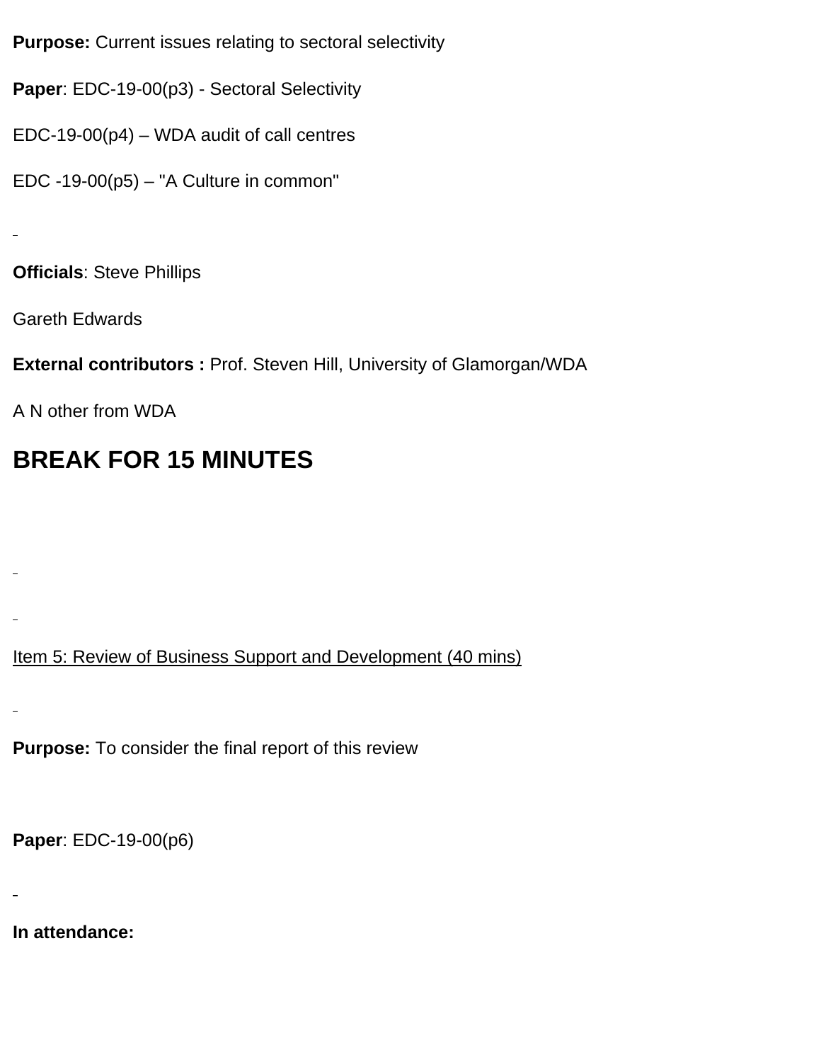**Purpose:** Current issues relating to sectoral selectivity

**Paper**: EDC-19-00(p3) - Sectoral Selectivity

EDC-19-00(p4) – WDA audit of call centres

EDC -19-00(p5) – "A Culture in common"

**Officials**: Steve Phillips

Gareth Edwards

**External contributors :** Prof. Steven Hill, University of Glamorgan/WDA

A N other from WDA

## BREAK FOR 15 MINUTES

Item 5: Review of Business Support and Development (40 mins)

**Purpose:** To consider the final report of this review

**Paper**: EDC-19-00(p6)

**In attendance:**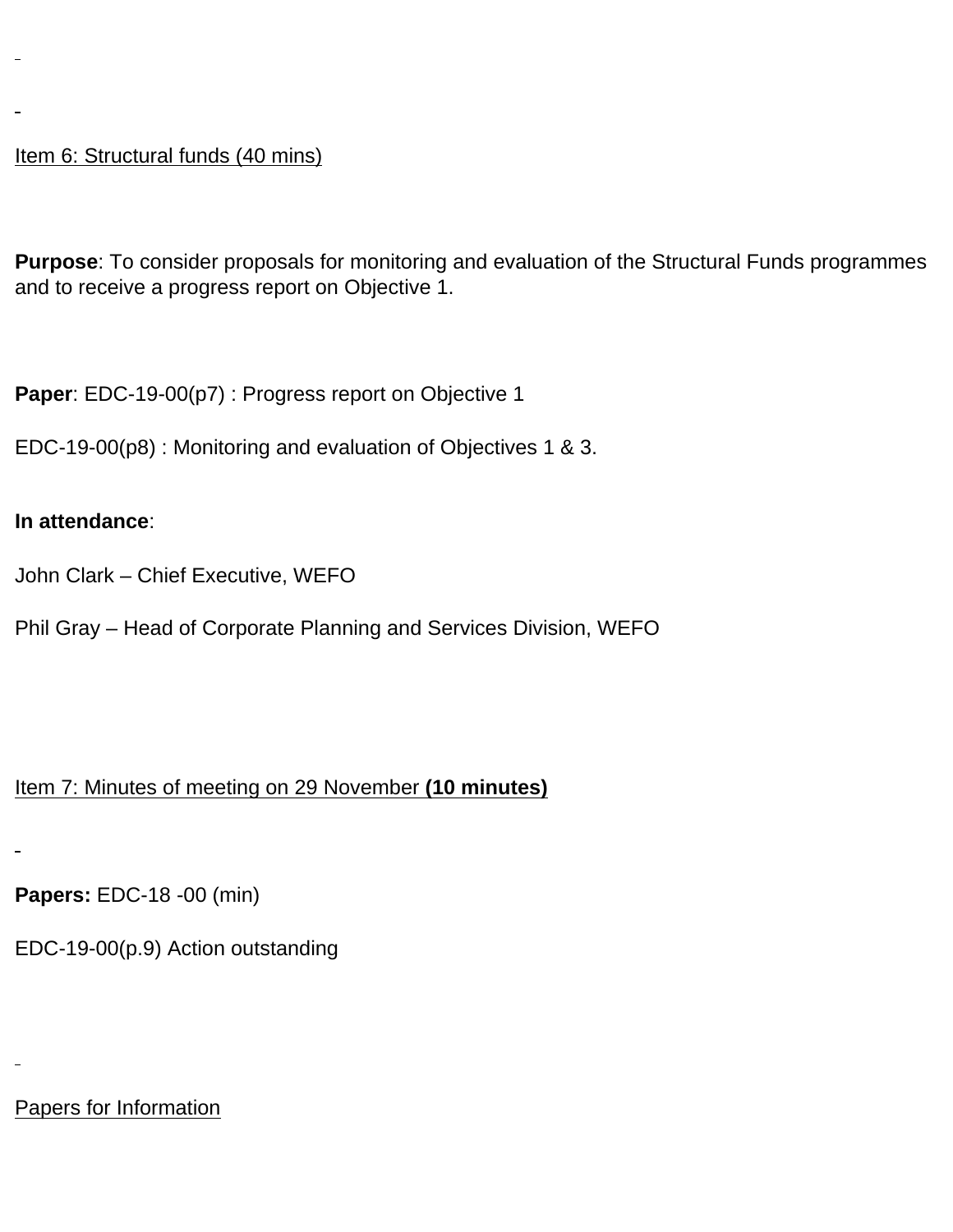Item 6: Structural funds (40 mins)

**Purpose**: To consider proposals for monitoring and evaluation of the Structural Funds programmes and to receive a progress report on Objective 1.

**Paper**: EDC-19-00(p7) : Progress report on Objective 1

EDC-19-00(p8) : Monitoring and evaluation of Objectives 1 & 3.

**In attendance**:

John Clark – Chief Executive, WEFO

Phil Gray – Head of Corporate Planning and Services Division, WEFO

Item 7: Minutes of meeting on 29 November **(10 minutes)**

**Papers:** EDC-18 -00 (min)

EDC-19-00(p.9) Action outstanding

Papers for Information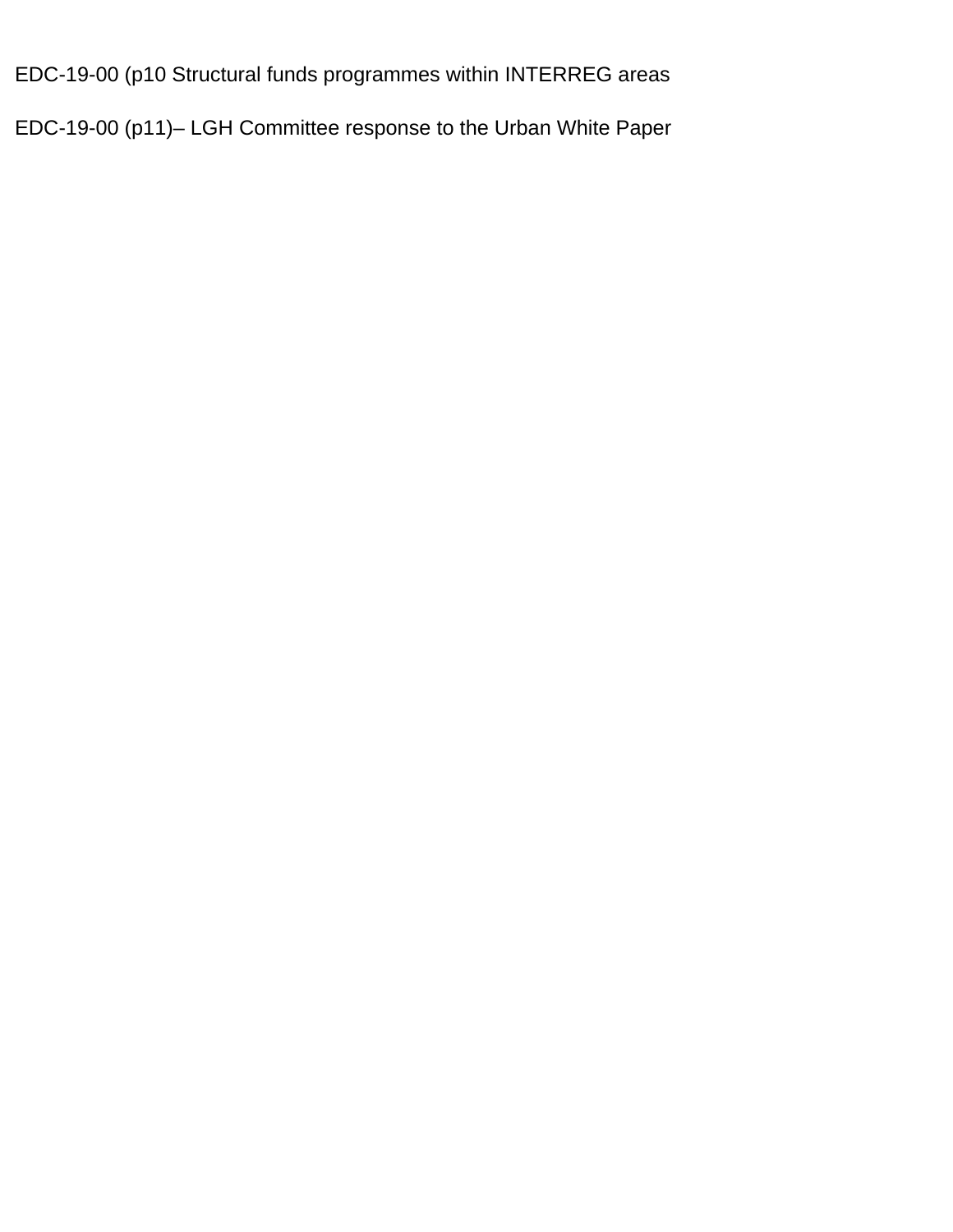EDC-19-00 (p10 Structural funds programmes within INTERREG areas

EDC-19-00 (p11)– LGH Committee response to the Urban White Paper